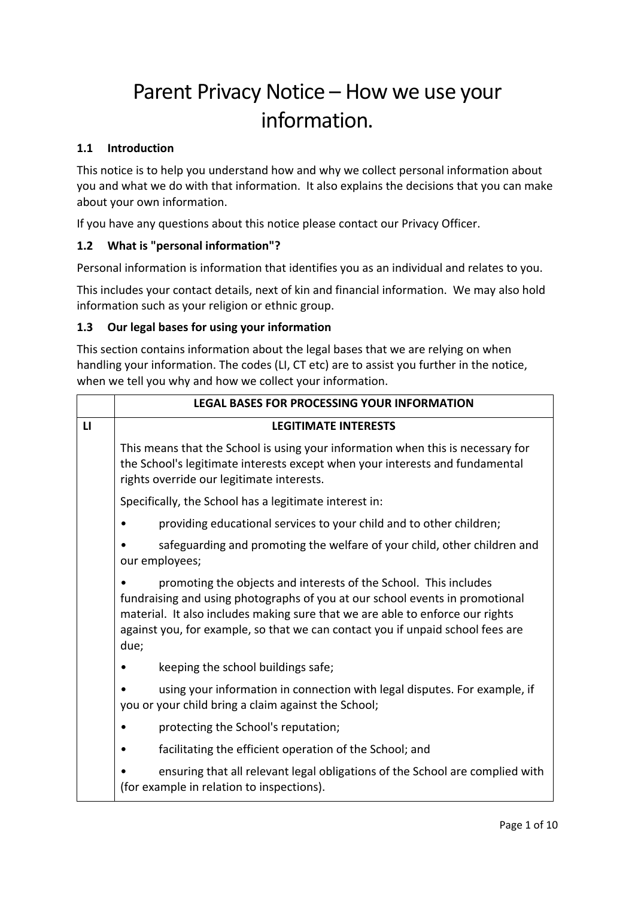# Parent Privacy Notice – How we use your information.

## 1.1 Introduction

This notice is to help you understand how and why we collect personal information about you and what we do with that information. It also explains the decisions that you can make about your own information.

If you have any questions about this notice please contact our Privacy Officer.

## 1.2 What is "personal information"?

Personal information is information that identifies you as an individual and relates to you.

This includes your contact details, next of kin and financial information. We may also hold information such as your religion or ethnic group.

## 1.3 Our legal bases for using your information

This section contains information about the legal bases that we are relying on when handling your information. The codes (LI, CT etc) are to assist you further in the notice, when we tell you why and how we collect your information.

| | LEGAL BASES FOR PROCESSING YOUR INFORMATION |
|---|---|
| LI | **LEGITIMATE INTERESTS** |
| | This means that the School is using your information when this is necessary for the School's legitimate interests except when your interests and fundamental rights override our legitimate interests.<br><br>Specifically, the School has a legitimate interest in:<br><br>• providing educational services to your child and to other children;<br><br>• safeguarding and promoting the welfare of your child, other children and our employees;<br><br>• promoting the objects and interests of the School. This includes fundraising and using photographs of you at our school events in promotional material. It also includes making sure that we are able to enforce our rights against you, for example, so that we can contact you if unpaid school fees are due;<br><br>• keeping the school buildings safe;<br><br>• using your information in connection with legal disputes. For example, if you or your child bring a claim against the School;<br><br>• protecting the School's reputation;<br><br>• facilitating the efficient operation of the School; and<br><br>• ensuring that all relevant legal obligations of the School are complied with (for example in relation to inspections). |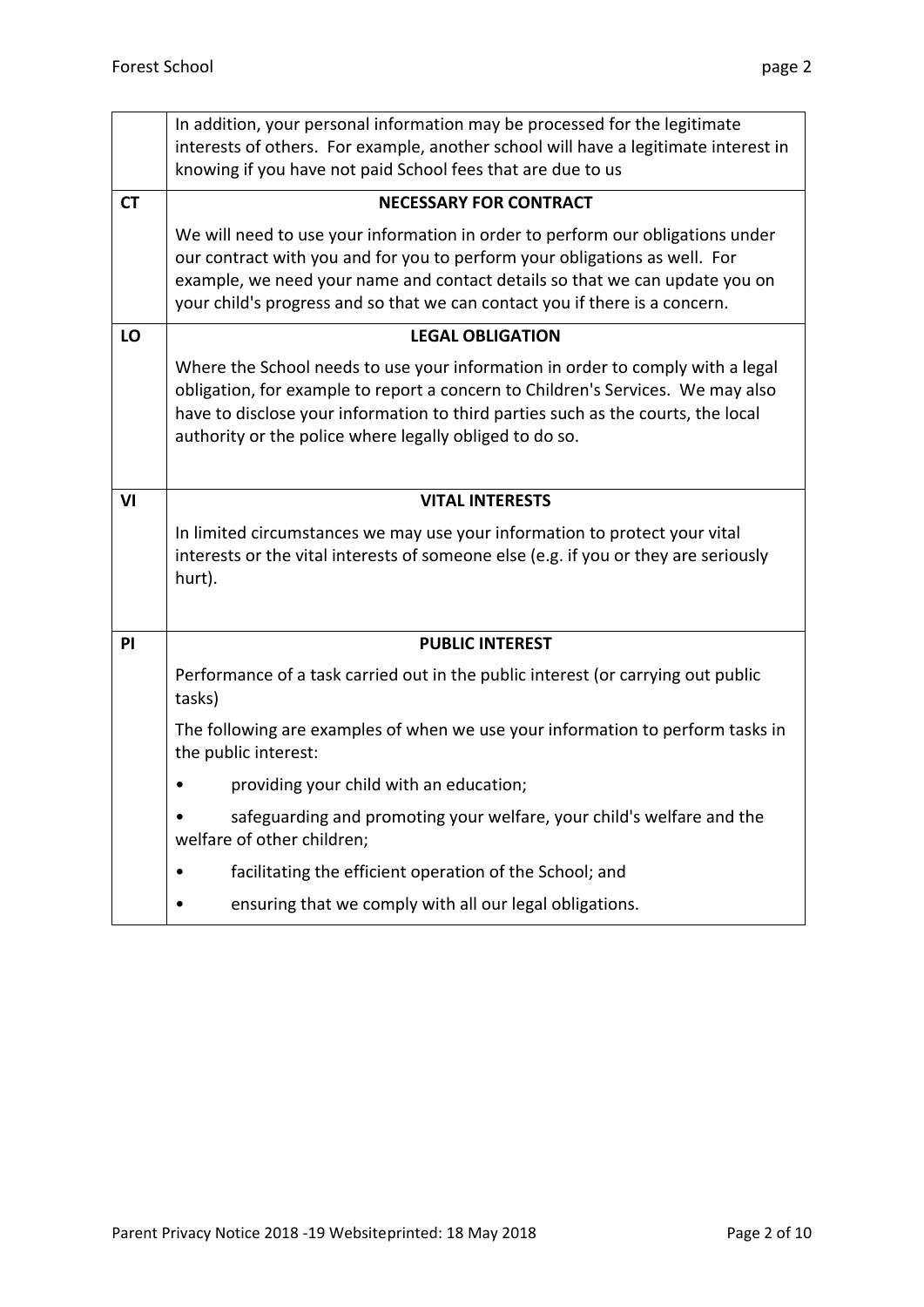| | |
|---|---|
| | In addition, your personal information may be processed for the legitimate interests of others. For example, another school will have a legitimate interest in knowing if you have not paid School fees that are due to us |
| **CT** | **NECESSARY FOR CONTRACT**<br><br>We will need to use your information in order to perform our obligations under our contract with you and for you to perform your obligations as well. For example, we need your name and contact details so that we can update you on your child's progress and so that we can contact you if there is a concern. |
| **LO** | **LEGAL OBLIGATION**<br><br>Where the School needs to use your information in order to comply with a legal obligation, for example to report a concern to Children's Services. We may also have to disclose your information to third parties such as the courts, the local authority or the police where legally obliged to do so. |
| **VI** | **VITAL INTERESTS**<br><br>In limited circumstances we may use your information to protect your vital interests or the vital interests of someone else (e.g. if you or they are seriously hurt). |
| **PI** | **PUBLIC INTEREST**<br><br>Performance of a task carried out in the public interest (or carrying out public tasks)<br><br>The following are examples of when we use your information to perform tasks in the public interest:<br><br>• providing your child with an education;<br><br>• safeguarding and promoting your welfare, your child's welfare and the welfare of other children;<br><br>• facilitating the efficient operation of the School; and<br><br>• ensuring that we comply with all our legal obligations. |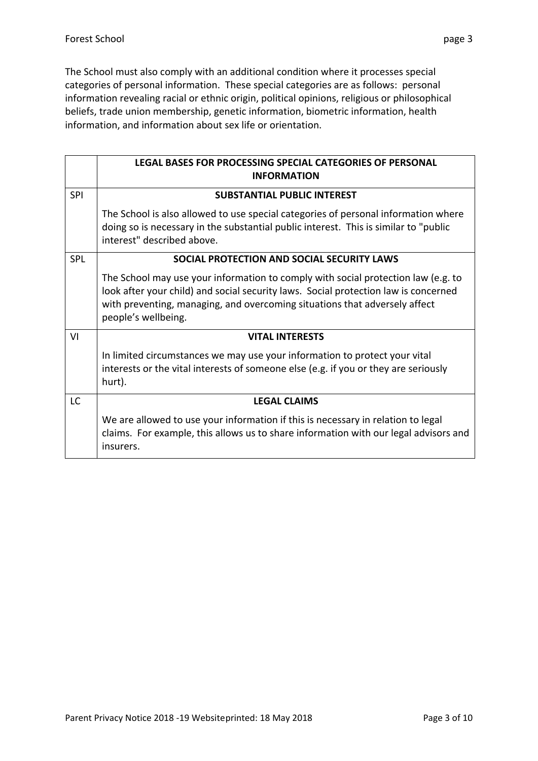The School must also comply with an additional condition where it processes special categories of personal information. These special categories are as follows: personal information revealing racial or ethnic origin, political opinions, religious or philosophical beliefs, trade union membership, genetic information, biometric information, health information, and information about sex life or orientation.

| | **LEGAL BASES FOR PROCESSING SPECIAL CATEGORIES OF PERSONAL INFORMATION** |
|---|---|
| SPI | **SUBSTANTIAL PUBLIC INTEREST**<br><br>The School is also allowed to use special categories of personal information where doing so is necessary in the substantial public interest. This is similar to "public interest" described above. |
| SPL | **SOCIAL PROTECTION AND SOCIAL SECURITY LAWS**<br><br>The School may use your information to comply with social protection law (e.g. to look after your child) and social security laws. Social protection law is concerned with preventing, managing, and overcoming situations that adversely affect people's wellbeing. |
| VI | **VITAL INTERESTS**<br><br>In limited circumstances we may use your information to protect your vital interests or the vital interests of someone else (e.g. if you or they are seriously hurt). |
| LC | **LEGAL CLAIMS**<br><br>We are allowed to use your information if this is necessary in relation to legal claims. For example, this allows us to share information with our legal advisors and insurers. |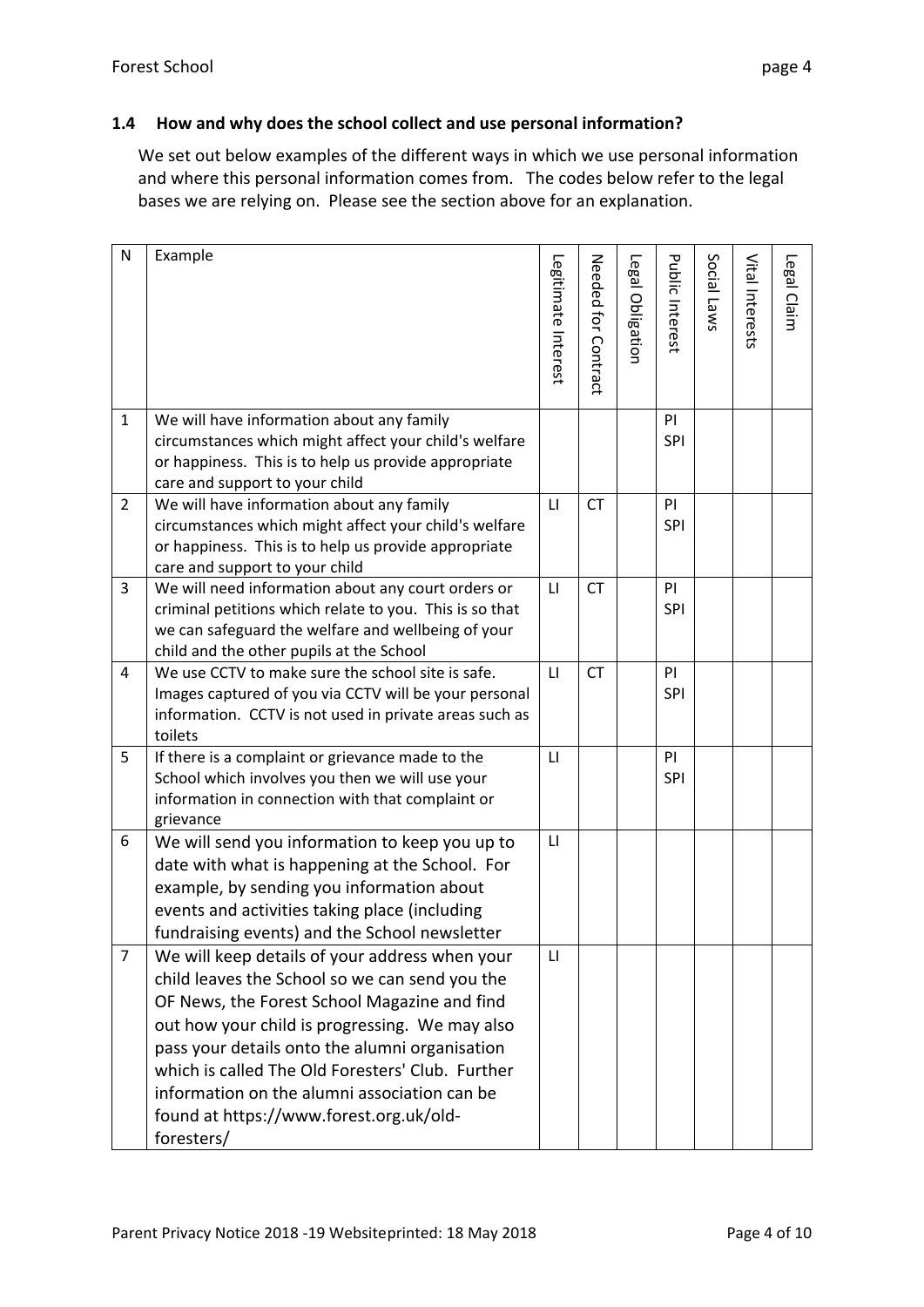## 1.4 How and why does the school collect and use personal information?

We set out below examples of the different ways in which we use personal information and where this personal information comes from. The codes below refer to the legal bases we are relying on. Please see the section above for an explanation.

| N | Example | Legitimate Interest | Needed for Contract | Legal Obligation | Public Interest | Social Laws | Vital Interests | Legal Claim |
|---|---|---|---|---|---|---|---|---|
| 1 | We will have information about any family circumstances which might affect your child's welfare or happiness. This is to help us provide appropriate care and support to your child | | | | PI SPI | | | |
| 2 | We will have information about any family circumstances which might affect your child's welfare or happiness. This is to help us provide appropriate care and support to your child | LI | CT | | PI SPI | | | |
| 3 | We will need information about any court orders or criminal petitions which relate to you. This is so that we can safeguard the welfare and wellbeing of your child and the other pupils at the School | LI | CT | | PI SPI | | | |
| 4 | We use CCTV to make sure the school site is safe. Images captured of you via CCTV will be your personal information. CCTV is not used in private areas such as toilets | LI | CT | | PI SPI | | | |
| 5 | If there is a complaint or grievance made to the School which involves you then we will use your information in connection with that complaint or grievance | LI | | | PI SPI | | | |
| 6 | We will send you information to keep you up to date with what is happening at the School. For example, by sending you information about events and activities taking place (including fundraising events) and the School newsletter | LI | | | | | | |
| 7 | We will keep details of your address when your child leaves the School so we can send you the OF News, the Forest School Magazine and find out how your child is progressing. We may also pass your details onto the alumni organisation which is called The Old Foresters' Club. Further information on the alumni association can be found at https://www.forest.org.uk/old-foresters/ | LI | | | | | | |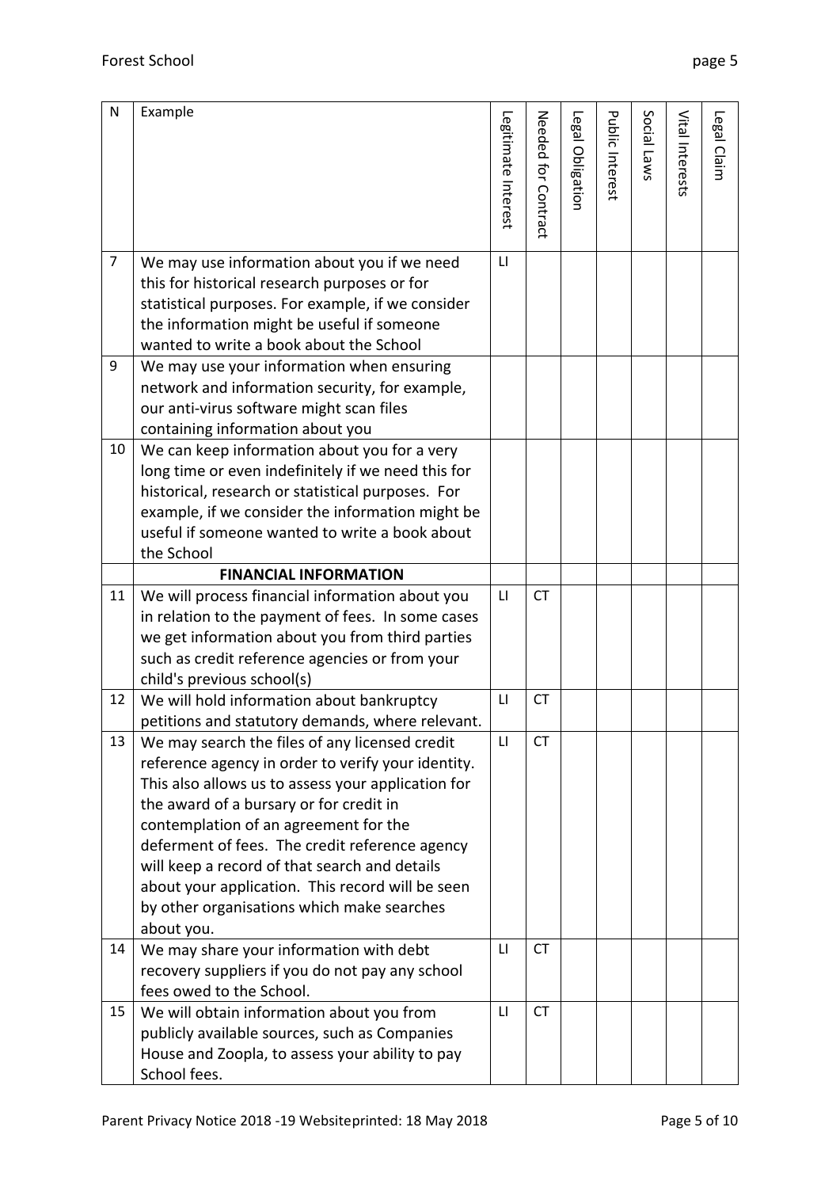| N | Example | Legitimate Interest | Needed for Contract | Legal Obligation | Public Interest | Social Laws | Vital Interests | Legal Claim |
|---|---|---|---|---|---|---|---|---|
| 7 | We may use information about you if we need this for historical research purposes or for statistical purposes. For example, if we consider the information might be useful if someone wanted to write a book about the School | LI | | | | | | |
| 9 | We may use your information when ensuring network and information security, for example, our anti-virus software might scan files containing information about you | | | | | | | |
| 10 | We can keep information about you for a very long time or even indefinitely if we need this for historical, research or statistical purposes. For example, if we consider the information might be useful if someone wanted to write a book about the School | | | | | | | |
| | **FINANCIAL INFORMATION** | | | | | | | |
| 11 | We will process financial information about you in relation to the payment of fees. In some cases we get information about you from third parties such as credit reference agencies or from your child's previous school(s) | LI | CT | | | | | |
| 12 | We will hold information about bankruptcy petitions and statutory demands, where relevant. | LI | CT | | | | | |
| 13 | We may search the files of any licensed credit reference agency in order to verify your identity. This also allows us to assess your application for the award of a bursary or for credit in contemplation of an agreement for the deferment of fees. The credit reference agency will keep a record of that search and details about your application. This record will be seen by other organisations which make searches about you. | LI | CT | | | | | |
| 14 | We may share your information with debt recovery suppliers if you do not pay any school fees owed to the School. | LI | CT | | | | | |
| 15 | We will obtain information about you from publicly available sources, such as Companies House and Zoopla, to assess your ability to pay School fees. | LI | CT | | | | | |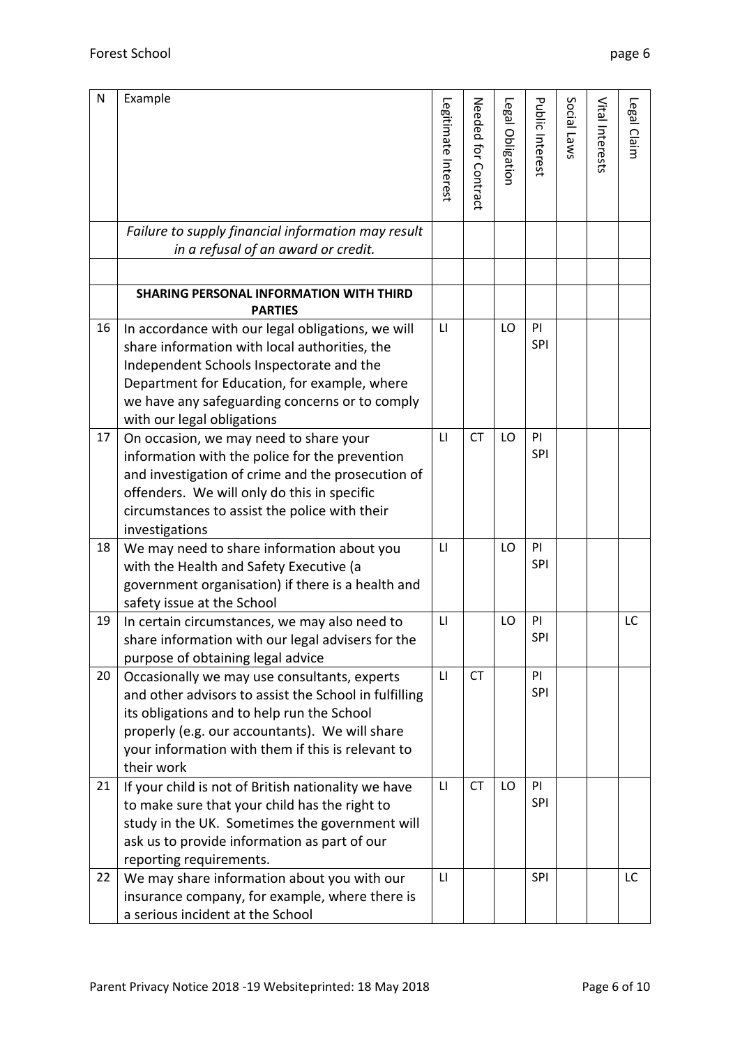| N | Example | Legitimate Interest | Needed for Contract | Legal Obligation | Public Interest | Social Laws | Vital Interests | Legal Claim |
|---|---|---|---|---|---|---|---|---|
| | *Failure to supply financial information may result in a refusal of an award or credit.* | | | | | | | |
| | | | | | | | | |
| | **SHARING PERSONAL INFORMATION WITH THIRD PARTIES** | | | | | | | |
| 16 | In accordance with our legal obligations, we will share information with local authorities, the Independent Schools Inspectorate and the Department for Education, for example, where we have any safeguarding concerns or to comply with our legal obligations | LI | | LO | PI SPI | | | |
| 17 | On occasion, we may need to share your information with the police for the prevention and investigation of crime and the prosecution of offenders. We will only do this in specific circumstances to assist the police with their investigations | LI | CT | LO | PI SPI | | | |
| 18 | We may need to share information about you with the Health and Safety Executive (a government organisation) if there is a health and safety issue at the School | LI | | LO | PI SPI | | | |
| 19 | In certain circumstances, we may also need to share information with our legal advisers for the purpose of obtaining legal advice | LI | | LO | PI SPI | | | LC |
| 20 | Occasionally we may use consultants, experts and other advisors to assist the School in fulfilling its obligations and to help run the School properly (e.g. our accountants). We will share your information with them if this is relevant to their work | LI | CT | | PI SPI | | | |
| 21 | If your child is not of British nationality we have to make sure that your child has the right to study in the UK. Sometimes the government will ask us to provide information as part of our reporting requirements. | LI | CT | LO | PI SPI | | | |
| 22 | We may share information about you with our insurance company, for example, where there is a serious incident at the School | LI | | | SPI | | | LC |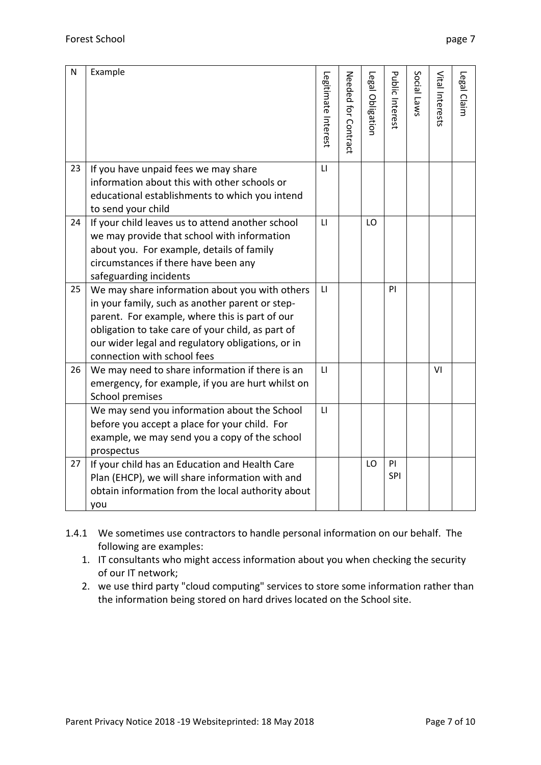| N | Example | Legitimate Interest | Needed for Contract | Legal Obligation | Public Interest | Social Laws | Vital Interests | Legal Claim |
|---|---|---|---|---|---|---|---|---|
| 23 | If you have unpaid fees we may share information about this with other schools or educational establishments to which you intend to send your child | LI | | | | | | |
| 24 | If your child leaves us to attend another school we may provide that school with information about you. For example, details of family circumstances if there have been any safeguarding incidents | LI | | LO | | | | |
| 25 | We may share information about you with others in your family, such as another parent or step-parent. For example, where this is part of our obligation to take care of your child, as part of our wider legal and regulatory obligations, or in connection with school fees | LI | | | PI | | | |
| 26 | We may need to share information if there is an emergency, for example, if you are hurt whilst on School premises | LI | | | | | VI | |
| | We may send you information about the School before you accept a place for your child. For example, we may send you a copy of the school prospectus | LI | | | | | | |
| 27 | If your child has an Education and Health Care Plan (EHCP), we will share information with and obtain information from the local authority about you | | | LO | PI SPI | | | |

1.4.1 We sometimes use contractors to handle personal information on our behalf. The following are examples:

1. IT consultants who might access information about you when checking the security of our IT network;
2. we use third party "cloud computing" services to store some information rather than the information being stored on hard drives located on the School site.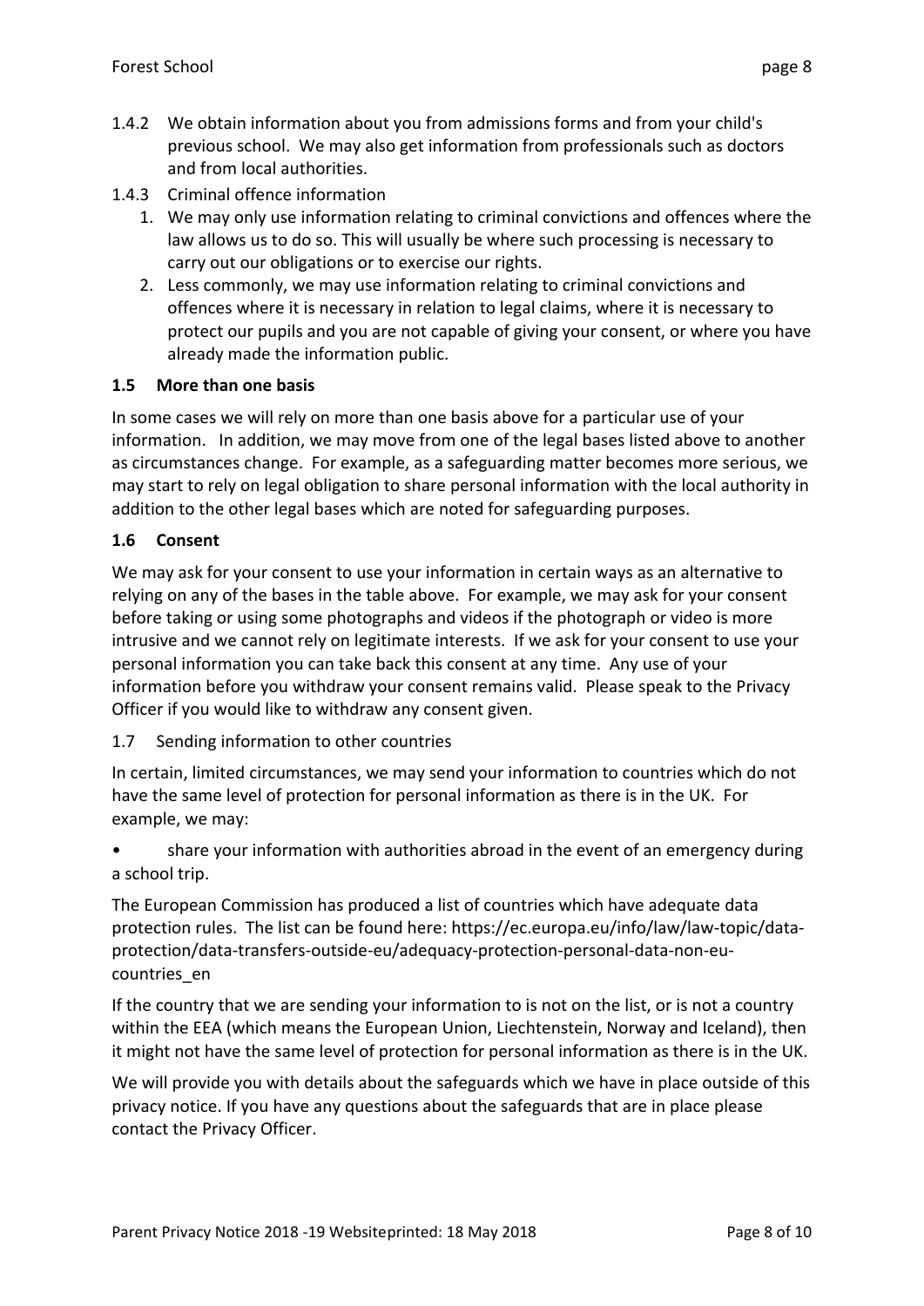1.4.2 We obtain information about you from admissions forms and from your child's previous school. We may also get information from professionals such as doctors and from local authorities.

1.4.3 Criminal offence information

1. We may only use information relating to criminal convictions and offences where the law allows us to do so. This will usually be where such processing is necessary to carry out our obligations or to exercise our rights.
2. Less commonly, we may use information relating to criminal convictions and offences where it is necessary in relation to legal claims, where it is necessary to protect our pupils and you are not capable of giving your consent, or where you have already made the information public.

### 1.5 More than one basis

In some cases we will rely on more than one basis above for a particular use of your information. In addition, we may move from one of the legal bases listed above to another as circumstances change. For example, as a safeguarding matter becomes more serious, we may start to rely on legal obligation to share personal information with the local authority in addition to the other legal bases which are noted for safeguarding purposes.

### 1.6 Consent

We may ask for your consent to use your information in certain ways as an alternative to relying on any of the bases in the table above. For example, we may ask for your consent before taking or using some photographs and videos if the photograph or video is more intrusive and we cannot rely on legitimate interests. If we ask for your consent to use your personal information you can take back this consent at any time. Any use of your information before you withdraw your consent remains valid. Please speak to the Privacy Officer if you would like to withdraw any consent given.

1.7 Sending information to other countries

In certain, limited circumstances, we may send your information to countries which do not have the same level of protection for personal information as there is in the UK. For example, we may:

- share your information with authorities abroad in the event of an emergency during a school trip.

The European Commission has produced a list of countries which have adequate data protection rules. The list can be found here: https://ec.europa.eu/info/law/law-topic/data-protection/data-transfers-outside-eu/adequacy-protection-personal-data-non-eu-countries_en

If the country that we are sending your information to is not on the list, or is not a country within the EEA (which means the European Union, Liechtenstein, Norway and Iceland), then it might not have the same level of protection for personal information as there is in the UK.

We will provide you with details about the safeguards which we have in place outside of this privacy notice. If you have any questions about the safeguards that are in place please contact the Privacy Officer.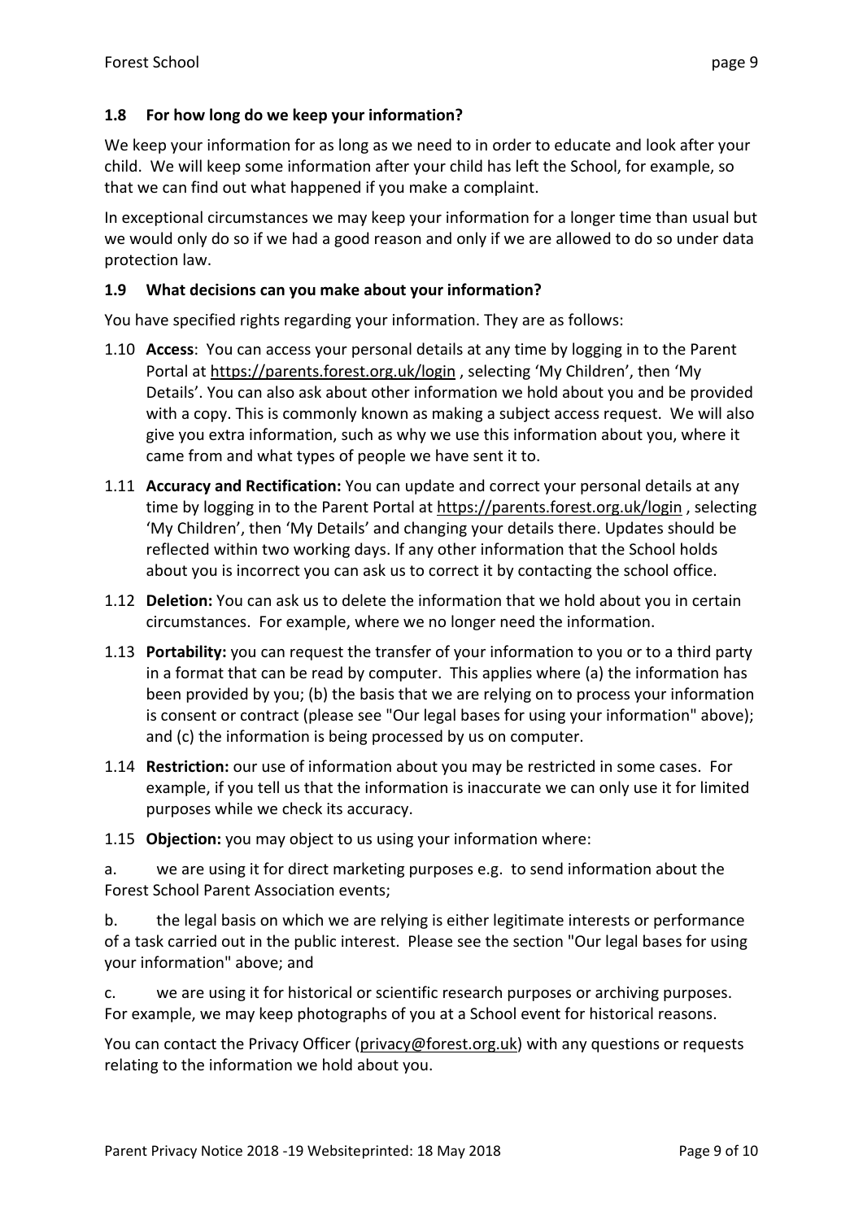### 1.8 For how long do we keep your information?

We keep your information for as long as we need to in order to educate and look after your child. We will keep some information after your child has left the School, for example, so that we can find out what happened if you make a complaint.

In exceptional circumstances we may keep your information for a longer time than usual but we would only do so if we had a good reason and only if we are allowed to do so under data protection law.

### 1.9 What decisions can you make about your information?

You have specified rights regarding your information. They are as follows:

1.10 **Access**: You can access your personal details at any time by logging in to the Parent Portal at https://parents.forest.org.uk/login , selecting 'My Children', then 'My Details'. You can also ask about other information we hold about you and be provided with a copy. This is commonly known as making a subject access request. We will also give you extra information, such as why we use this information about you, where it came from and what types of people we have sent it to.

1.11 **Accuracy and Rectification:** You can update and correct your personal details at any time by logging in to the Parent Portal at https://parents.forest.org.uk/login , selecting 'My Children', then 'My Details' and changing your details there. Updates should be reflected within two working days. If any other information that the School holds about you is incorrect you can ask us to correct it by contacting the school office.

1.12 **Deletion:** You can ask us to delete the information that we hold about you in certain circumstances. For example, where we no longer need the information.

1.13 **Portability:** you can request the transfer of your information to you or to a third party in a format that can be read by computer. This applies where (a) the information has been provided by you; (b) the basis that we are relying on to process your information is consent or contract (please see "Our legal bases for using your information" above); and (c) the information is being processed by us on computer.

1.14 **Restriction:** our use of information about you may be restricted in some cases. For example, if you tell us that the information is inaccurate we can only use it for limited purposes while we check its accuracy.

1.15 **Objection:** you may object to us using your information where:

a. we are using it for direct marketing purposes e.g. to send information about the Forest School Parent Association events;

b. the legal basis on which we are relying is either legitimate interests or performance of a task carried out in the public interest. Please see the section "Our legal bases for using your information" above; and

c. we are using it for historical or scientific research purposes or archiving purposes. For example, we may keep photographs of you at a School event for historical reasons.

You can contact the Privacy Officer (privacy@forest.org.uk) with any questions or requests relating to the information we hold about you.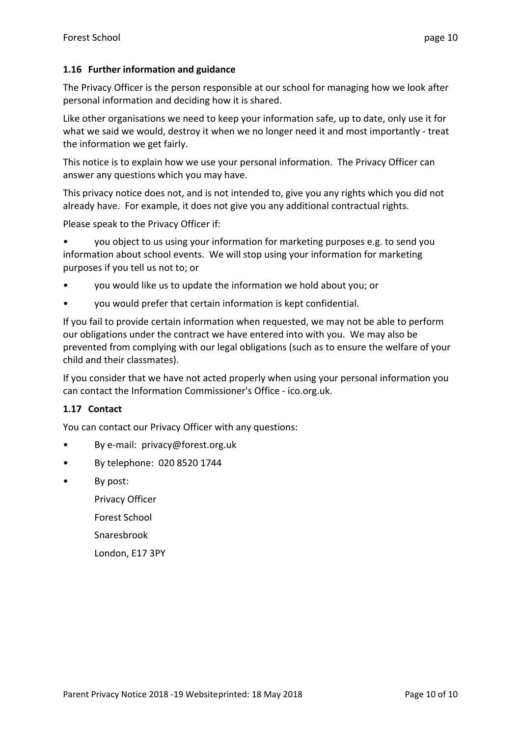### 1.16 Further information and guidance

The Privacy Officer is the person responsible at our school for managing how we look after personal information and deciding how it is shared.

Like other organisations we need to keep your information safe, up to date, only use it for what we said we would, destroy it when we no longer need it and most importantly - treat the information we get fairly.

This notice is to explain how we use your personal information. The Privacy Officer can answer any questions which you may have.

This privacy notice does not, and is not intended to, give you any rights which you did not already have. For example, it does not give you any additional contractual rights.

Please speak to the Privacy Officer if:

- you object to us using your information for marketing purposes e.g. to send you information about school events. We will stop using your information for marketing purposes if you tell us not to; or
- you would like us to update the information we hold about you; or
- you would prefer that certain information is kept confidential.

If you fail to provide certain information when requested, we may not be able to perform our obligations under the contract we have entered into with you. We may also be prevented from complying with our legal obligations (such as to ensure the welfare of your child and their classmates).

If you consider that we have not acted properly when using your personal information you can contact the Information Commissioner's Office - ico.org.uk.

### 1.17 Contact

You can contact our Privacy Officer with any questions:

- By e-mail: privacy@forest.org.uk
- By telephone: 020 8520 1744
- By post:

  Privacy Officer

  Forest School

  Snaresbrook

  London, E17 3PY